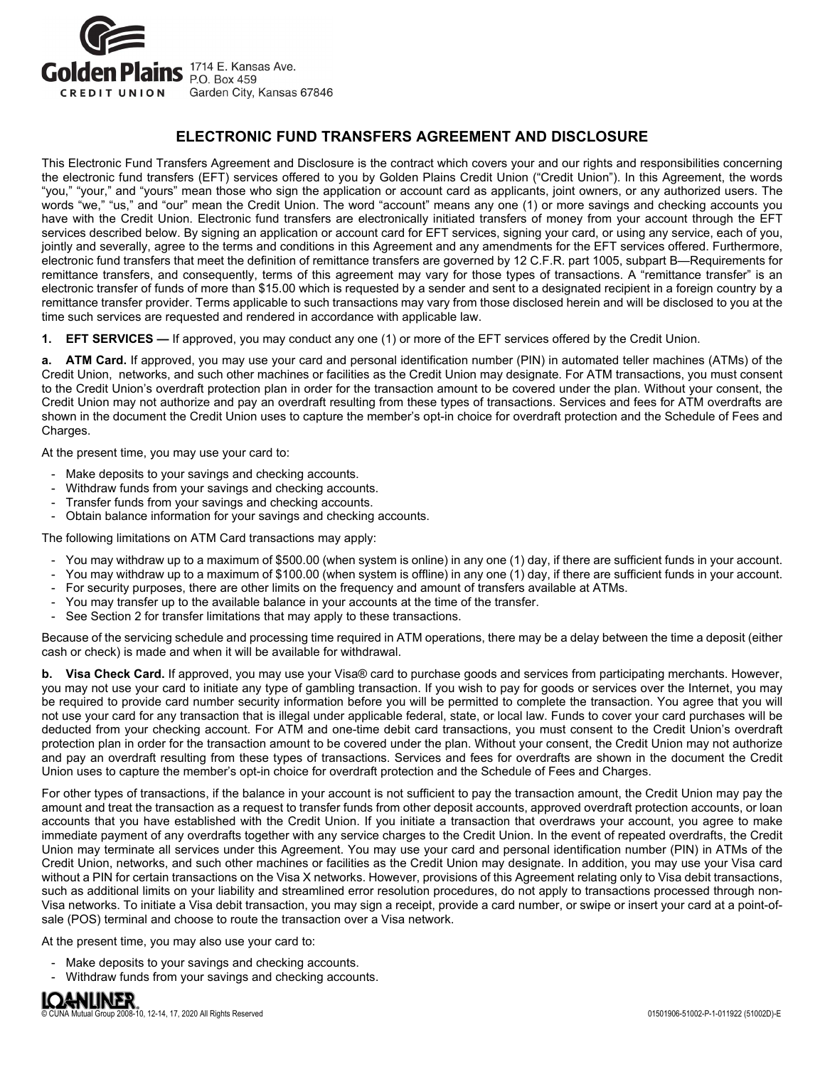**Golden Plains CREDIT UNION** 1714 E. Kansas Ave. P.O. Box 459 Garden City, Kansas 67846

# ELECTRONIC FUND TRANSFERS AGREEMENT AND DISCLOSURE

This Electronic Fund Transfers Agreement and Disclosure is the contract which covers your and our rights and responsibilities concerning the electronic fund transfers (EFT) services offered to you by Golden Plains Credit Union ("Credit Union"). In this Agreement, the words "you," "your," and "yours" mean those who sign the application or account card as applicants, joint owners, or any authorized users. The words "we," "us," and "our" mean the Credit Union. The word "account" means any one (1) or more savings and checking accounts you have with the Credit Union. Electronic fund transfers are electronically initiated transfers of money from your account through the EFT services described below. By signing an application or account card for EFT services, signing your card, or using any service, each of you, jointly and severally, agree to the terms and conditions in this Agreement and any amendments for the EFT services offered. Furthermore, electronic fund transfers that meet the definition of remittance transfers are governed by 12 C.F.R. part 1005, subpart B—Requirements for remittance transfers, and consequently, terms of this agreement may vary for those types of transactions. A "remittance transfer" is an electronic transfer of funds of more than $15.00 which is requested by a sender and sent to a designated recipient in a foreign country by a remittance transfer provider. Terms applicable to such transactions may vary from those disclosed herein and will be disclosed to you at the time such services are requested and rendered in accordance with applicable law.

**1. EFT SERVICES —** If approved, you may conduct any one (1) or more of the EFT services offered by the Credit Union.

**a. ATM Card.** If approved, you may use your card and personal identification number (PIN) in automated teller machines (ATMs) of the Credit Union, networks, and such other machines or facilities as the Credit Union may designate. For ATM transactions, you must consent to the Credit Union's overdraft protection plan in order for the transaction amount to be covered under the plan. Without your consent, the Credit Union may not authorize and pay an overdraft resulting from these types of transactions. Services and fees for ATM overdrafts are shown in the document the Credit Union uses to capture the member's opt-in choice for overdraft protection and the Schedule of Fees and Charges.

At the present time, you may use your card to:

- Make deposits to your savings and checking accounts.
- Withdraw funds from your savings and checking accounts.
- Transfer funds from your savings and checking accounts.
- Obtain balance information for your savings and checking accounts.

The following limitations on ATM Card transactions may apply:

- You may withdraw up to a maximum of $500.00 (when system is online) in any one (1) day, if there are sufficient funds in your account.
- You may withdraw up to a maximum of $100.00 (when system is offline) in any one (1) day, if there are sufficient funds in your account.
- For security purposes, there are other limits on the frequency and amount of transfers available at ATMs.
- You may transfer up to the available balance in your accounts at the time of the transfer.
- See Section 2 for transfer limitations that may apply to these transactions.

Because of the servicing schedule and processing time required in ATM operations, there may be a delay between the time a deposit (either cash or check) is made and when it will be available for withdrawal.

**b. Visa Check Card.** If approved, you may use your Visa® card to purchase goods and services from participating merchants. However, you may not use your card to initiate any type of gambling transaction. If you wish to pay for goods or services over the Internet, you may be required to provide card number security information before you will be permitted to complete the transaction. You agree that you will not use your card for any transaction that is illegal under applicable federal, state, or local law. Funds to cover your card purchases will be deducted from your checking account. For ATM and one-time debit card transactions, you must consent to the Credit Union's overdraft protection plan in order for the transaction amount to be covered under the plan. Without your consent, the Credit Union may not authorize and pay an overdraft resulting from these types of transactions. Services and fees for overdrafts are shown in the document the Credit Union uses to capture the member's opt-in choice for overdraft protection and the Schedule of Fees and Charges.

For other types of transactions, if the balance in your account is not sufficient to pay the transaction amount, the Credit Union may pay the amount and treat the transaction as a request to transfer funds from other deposit accounts, approved overdraft protection accounts, or loan accounts that you have established with the Credit Union. If you initiate a transaction that overdraws your account, you agree to make immediate payment of any overdrafts together with any service charges to the Credit Union. In the event of repeated overdrafts, the Credit Union may terminate all services under this Agreement. You may use your card and personal identification number (PIN) in ATMs of the Credit Union, networks, and such other machines or facilities as the Credit Union may designate. In addition, you may use your Visa card without a PIN for certain transactions on the Visa X networks. However, provisions of this Agreement relating only to Visa debit transactions, such as additional limits on your liability and streamlined error resolution procedures, do not apply to transactions processed through non-Visa networks. To initiate a Visa debit transaction, you may sign a receipt, provide a card number, or swipe or insert your card at a point-of-sale (POS) terminal and choose to route the transaction over a Visa network.

At the present time, you may also use your card to:

- Make deposits to your savings and checking accounts.
- Withdraw funds from your savings and checking accounts.

© CUNA Mutual Group 2008-10, 12-14, 17, 2020 All Rights Reserved 01501906-51002-P-1-011922 (51002D)-E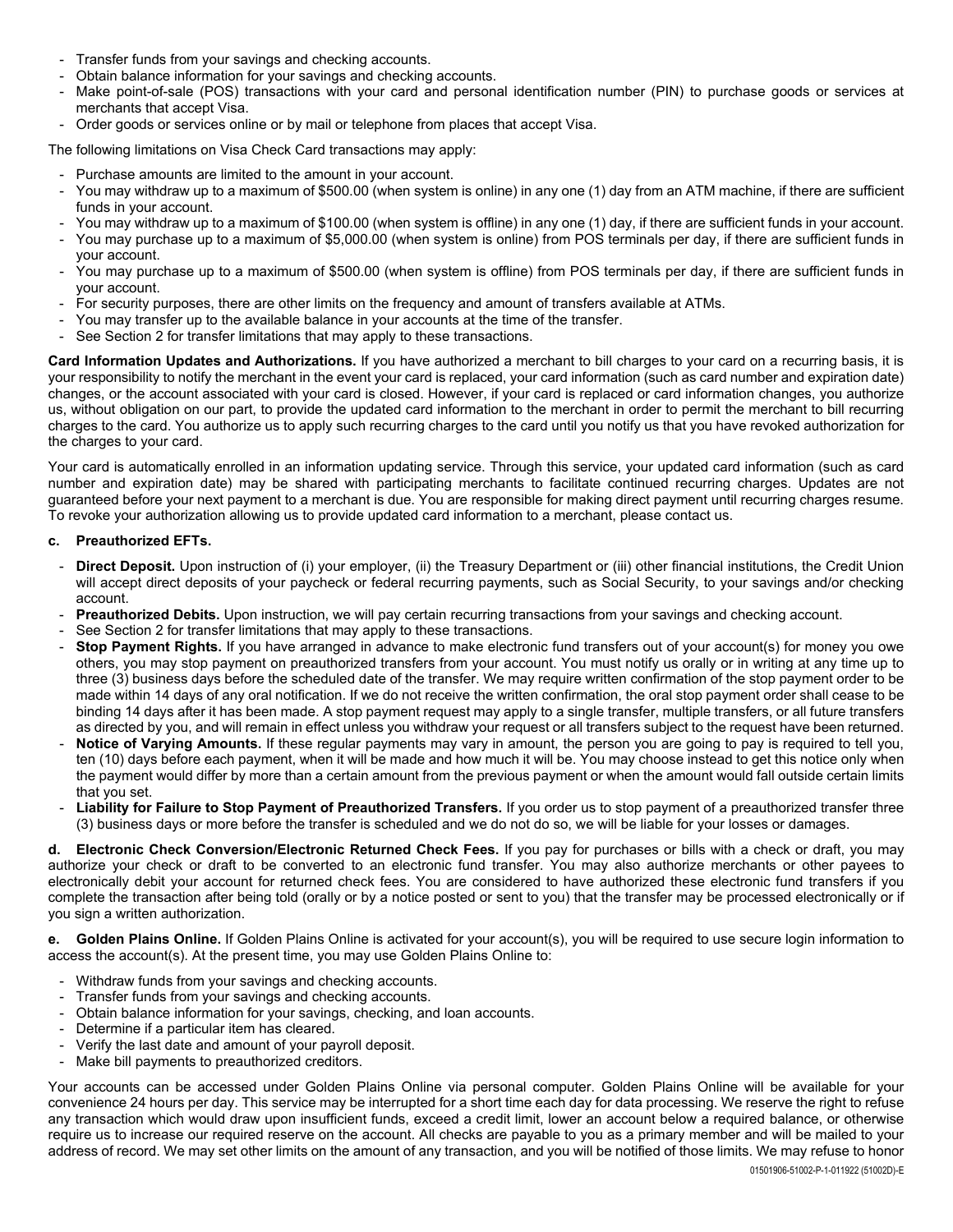- Transfer funds from your savings and checking accounts.
- Obtain balance information for your savings and checking accounts.
- Make point-of-sale (POS) transactions with your card and personal identification number (PIN) to purchase goods or services at merchants that accept Visa.
- Order goods or services online or by mail or telephone from places that accept Visa.

The following limitations on Visa Check Card transactions may apply:

- Purchase amounts are limited to the amount in your account.
- You may withdraw up to a maximum of $500.00 (when system is online) in any one (1) day from an ATM machine, if there are sufficient funds in your account.
- You may withdraw up to a maximum of $100.00 (when system is offline) in any one (1) day, if there are sufficient funds in your account.
- You may purchase up to a maximum of $5,000.00 (when system is online) from POS terminals per day, if there are sufficient funds in your account.
- You may purchase up to a maximum of $500.00 (when system is offline) from POS terminals per day, if there are sufficient funds in your account.
- For security purposes, there are other limits on the frequency and amount of transfers available at ATMs.
- You may transfer up to the available balance in your accounts at the time of the transfer.
- See Section 2 for transfer limitations that may apply to these transactions.

**Card Information Updates and Authorizations.** If you have authorized a merchant to bill charges to your card on a recurring basis, it is your responsibility to notify the merchant in the event your card is replaced, your card information (such as card number and expiration date) changes, or the account associated with your card is closed. However, if your card is replaced or card information changes, you authorize us, without obligation on our part, to provide the updated card information to the merchant in order to permit the merchant to bill recurring charges to the card. You authorize us to apply such recurring charges to the card until you notify us that you have revoked authorization for the charges to your card.

Your card is automatically enrolled in an information updating service. Through this service, your updated card information (such as card number and expiration date) may be shared with participating merchants to facilitate continued recurring charges. Updates are not guaranteed before your next payment to a merchant is due. You are responsible for making direct payment until recurring charges resume. To revoke your authorization allowing us to provide updated card information to a merchant, please contact us.

**c. Preauthorized EFTs.**

- **Direct Deposit.** Upon instruction of (i) your employer, (ii) the Treasury Department or (iii) other financial institutions, the Credit Union will accept direct deposits of your paycheck or federal recurring payments, such as Social Security, to your savings and/or checking account.
- **Preauthorized Debits.** Upon instruction, we will pay certain recurring transactions from your savings and checking account.
- See Section 2 for transfer limitations that may apply to these transactions.
- **Stop Payment Rights.** If you have arranged in advance to make electronic fund transfers out of your account(s) for money you owe others, you may stop payment on preauthorized transfers from your account. You must notify us orally or in writing at any time up to three (3) business days before the scheduled date of the transfer. We may require written confirmation of the stop payment order to be made within 14 days of any oral notification. If we do not receive the written confirmation, the oral stop payment order shall cease to be binding 14 days after it has been made. A stop payment request may apply to a single transfer, multiple transfers, or all future transfers as directed by you, and will remain in effect unless you withdraw your request or all transfers subject to the request have been returned.
- **Notice of Varying Amounts.** If these regular payments may vary in amount, the person you are going to pay is required to tell you, ten (10) days before each payment, when it will be made and how much it will be. You may choose instead to get this notice only when the payment would differ by more than a certain amount from the previous payment or when the amount would fall outside certain limits that you set.
- **Liability for Failure to Stop Payment of Preauthorized Transfers.** If you order us to stop payment of a preauthorized transfer three (3) business days or more before the transfer is scheduled and we do not do so, we will be liable for your losses or damages.

**d. Electronic Check Conversion/Electronic Returned Check Fees.** If you pay for purchases or bills with a check or draft, you may authorize your check or draft to be converted to an electronic fund transfer. You may also authorize merchants or other payees to electronically debit your account for returned check fees. You are considered to have authorized these electronic fund transfers if you complete the transaction after being told (orally or by a notice posted or sent to you) that the transfer may be processed electronically or if you sign a written authorization.

**e. Golden Plains Online.** If Golden Plains Online is activated for your account(s), you will be required to use secure login information to access the account(s). At the present time, you may use Golden Plains Online to:

- Withdraw funds from your savings and checking accounts.
- Transfer funds from your savings and checking accounts.
- Obtain balance information for your savings, checking, and loan accounts.
- Determine if a particular item has cleared.
- Verify the last date and amount of your payroll deposit.
- Make bill payments to preauthorized creditors.

Your accounts can be accessed under Golden Plains Online via personal computer. Golden Plains Online will be available for your convenience 24 hours per day. This service may be interrupted for a short time each day for data processing. We reserve the right to refuse any transaction which would draw upon insufficient funds, exceed a credit limit, lower an account below a required balance, or otherwise require us to increase our required reserve on the account. All checks are payable to you as a primary member and will be mailed to your address of record. We may set other limits on the amount of any transaction, and you will be notified of those limits. We may refuse to honor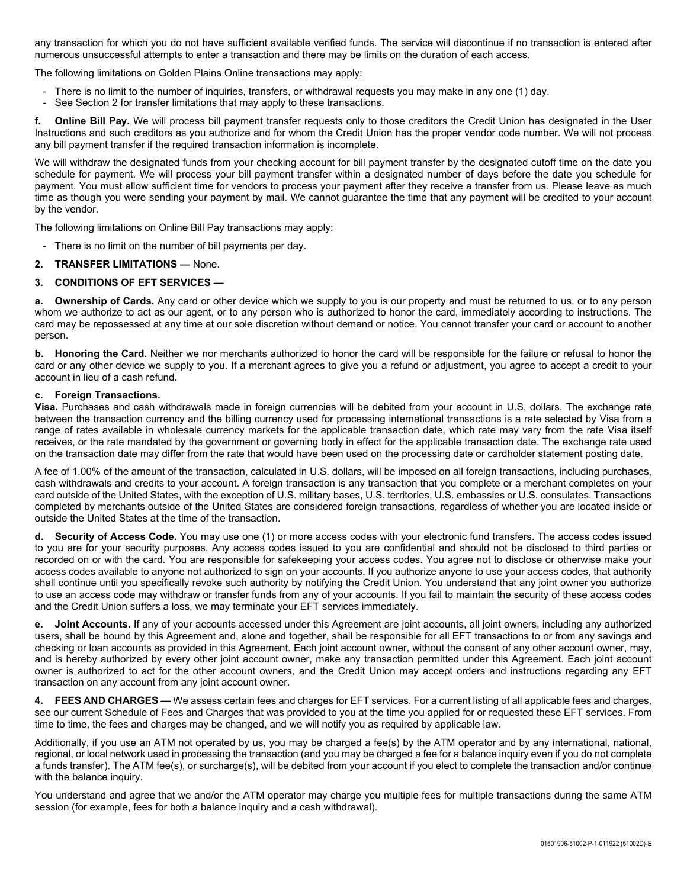any transaction for which you do not have sufficient available verified funds. The service will discontinue if no transaction is entered after numerous unsuccessful attempts to enter a transaction and there may be limits on the duration of each access.

The following limitations on Golden Plains Online transactions may apply:

- There is no limit to the number of inquiries, transfers, or withdrawal requests you may make in any one (1) day.
- See Section 2 for transfer limitations that may apply to these transactions.

**f. Online Bill Pay.** We will process bill payment transfer requests only to those creditors the Credit Union has designated in the User Instructions and such creditors as you authorize and for whom the Credit Union has the proper vendor code number. We will not process any bill payment transfer if the required transaction information is incomplete.

We will withdraw the designated funds from your checking account for bill payment transfer by the designated cutoff time on the date you schedule for payment. We will process your bill payment transfer within a designated number of days before the date you schedule for payment. You must allow sufficient time for vendors to process your payment after they receive a transfer from us. Please leave as much time as though you were sending your payment by mail. We cannot guarantee the time that any payment will be credited to your account by the vendor.

The following limitations on Online Bill Pay transactions may apply:

- There is no limit on the number of bill payments per day.

**2. TRANSFER LIMITATIONS —** None.

**3. CONDITIONS OF EFT SERVICES —**

**a. Ownership of Cards.** Any card or other device which we supply to you is our property and must be returned to us, or to any person whom we authorize to act as our agent, or to any person who is authorized to honor the card, immediately according to instructions. The card may be repossessed at any time at our sole discretion without demand or notice. You cannot transfer your card or account to another person.

**b. Honoring the Card.** Neither we nor merchants authorized to honor the card will be responsible for the failure or refusal to honor the card or any other device we supply to you. If a merchant agrees to give you a refund or adjustment, you agree to accept a credit to your account in lieu of a cash refund.

**c. Foreign Transactions.**
**Visa.** Purchases and cash withdrawals made in foreign currencies will be debited from your account in U.S. dollars. The exchange rate between the transaction currency and the billing currency used for processing international transactions is a rate selected by Visa from a range of rates available in wholesale currency markets for the applicable transaction date, which rate may vary from the rate Visa itself receives, or the rate mandated by the government or governing body in effect for the applicable transaction date. The exchange rate used on the transaction date may differ from the rate that would have been used on the processing date or cardholder statement posting date.

A fee of 1.00% of the amount of the transaction, calculated in U.S. dollars, will be imposed on all foreign transactions, including purchases, cash withdrawals and credits to your account. A foreign transaction is any transaction that you complete or a merchant completes on your card outside of the United States, with the exception of U.S. military bases, U.S. territories, U.S. embassies or U.S. consulates. Transactions completed by merchants outside of the United States are considered foreign transactions, regardless of whether you are located inside or outside the United States at the time of the transaction.

**d. Security of Access Code.** You may use one (1) or more access codes with your electronic fund transfers. The access codes issued to you are for your security purposes. Any access codes issued to you are confidential and should not be disclosed to third parties or recorded on or with the card. You are responsible for safekeeping your access codes. You agree not to disclose or otherwise make your access codes available to anyone not authorized to sign on your accounts. If you authorize anyone to use your access codes, that authority shall continue until you specifically revoke such authority by notifying the Credit Union. You understand that any joint owner you authorize to use an access code may withdraw or transfer funds from any of your accounts. If you fail to maintain the security of these access codes and the Credit Union suffers a loss, we may terminate your EFT services immediately.

**e. Joint Accounts.** If any of your accounts accessed under this Agreement are joint accounts, all joint owners, including any authorized users, shall be bound by this Agreement and, alone and together, shall be responsible for all EFT transactions to or from any savings and checking or loan accounts as provided in this Agreement. Each joint account owner, without the consent of any other account owner, may, and is hereby authorized by every other joint account owner, make any transaction permitted under this Agreement. Each joint account owner is authorized to act for the other account owners, and the Credit Union may accept orders and instructions regarding any EFT transaction on any account from any joint account owner.

**4. FEES AND CHARGES —** We assess certain fees and charges for EFT services. For a current listing of all applicable fees and charges, see our current Schedule of Fees and Charges that was provided to you at the time you applied for or requested these EFT services. From time to time, the fees and charges may be changed, and we will notify you as required by applicable law.

Additionally, if you use an ATM not operated by us, you may be charged a fee(s) by the ATM operator and by any international, national, regional, or local network used in processing the transaction (and you may be charged a fee for a balance inquiry even if you do not complete a funds transfer). The ATM fee(s), or surcharge(s), will be debited from your account if you elect to complete the transaction and/or continue with the balance inquiry.

You understand and agree that we and/or the ATM operator may charge you multiple fees for multiple transactions during the same ATM session (for example, fees for both a balance inquiry and a cash withdrawal).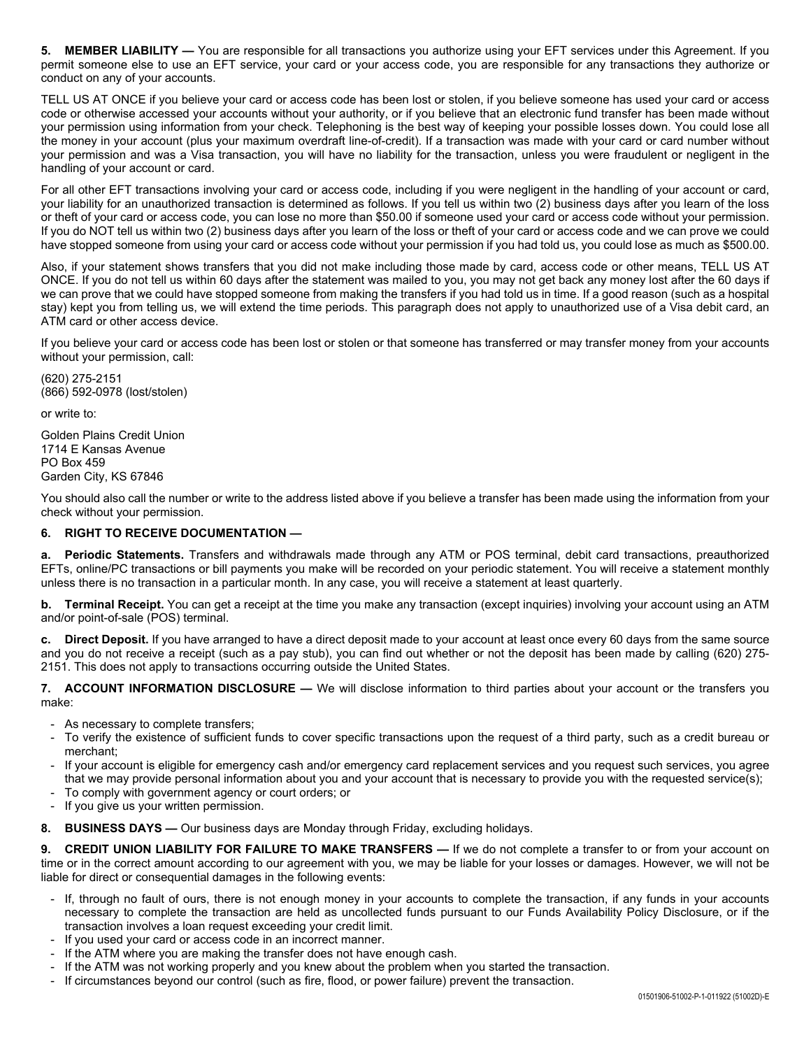**5. MEMBER LIABILITY —** You are responsible for all transactions you authorize using your EFT services under this Agreement. If you permit someone else to use an EFT service, your card or your access code, you are responsible for any transactions they authorize or conduct on any of your accounts.

TELL US AT ONCE if you believe your card or access code has been lost or stolen, if you believe someone has used your card or access code or otherwise accessed your accounts without your authority, or if you believe that an electronic fund transfer has been made without your permission using information from your check. Telephoning is the best way of keeping your possible losses down. You could lose all the money in your account (plus your maximum overdraft line-of-credit). If a transaction was made with your card or card number without your permission and was a Visa transaction, you will have no liability for the transaction, unless you were fraudulent or negligent in the handling of your account or card.

For all other EFT transactions involving your card or access code, including if you were negligent in the handling of your account or card, your liability for an unauthorized transaction is determined as follows. If you tell us within two (2) business days after you learn of the loss or theft of your card or access code, you can lose no more than $50.00 if someone used your card or access code without your permission. If you do NOT tell us within two (2) business days after you learn of the loss or theft of your card or access code and we can prove we could have stopped someone from using your card or access code without your permission if you had told us, you could lose as much as $500.00.

Also, if your statement shows transfers that you did not make including those made by card, access code or other means, TELL US AT ONCE. If you do not tell us within 60 days after the statement was mailed to you, you may not get back any money lost after the 60 days if we can prove that we could have stopped someone from making the transfers if you had told us in time. If a good reason (such as a hospital stay) kept you from telling us, we will extend the time periods. This paragraph does not apply to unauthorized use of a Visa debit card, an ATM card or other access device.

If you believe your card or access code has been lost or stolen or that someone has transferred or may transfer money from your accounts without your permission, call:

(620) 275-2151
(866) 592-0978 (lost/stolen)

or write to:

Golden Plains Credit Union
1714 E Kansas Avenue
PO Box 459
Garden City, KS 67846

You should also call the number or write to the address listed above if you believe a transfer has been made using the information from your check without your permission.

**6. RIGHT TO RECEIVE DOCUMENTATION —**

**a. Periodic Statements.** Transfers and withdrawals made through any ATM or POS terminal, debit card transactions, preauthorized EFTs, online/PC transactions or bill payments you make will be recorded on your periodic statement. You will receive a statement monthly unless there is no transaction in a particular month. In any case, you will receive a statement at least quarterly.

**b. Terminal Receipt.** You can get a receipt at the time you make any transaction (except inquiries) involving your account using an ATM and/or point-of-sale (POS) terminal.

**c. Direct Deposit.** If you have arranged to have a direct deposit made to your account at least once every 60 days from the same source and you do not receive a receipt (such as a pay stub), you can find out whether or not the deposit has been made by calling (620) 275-2151. This does not apply to transactions occurring outside the United States.

**7. ACCOUNT INFORMATION DISCLOSURE —** We will disclose information to third parties about your account or the transfers you make:

- As necessary to complete transfers;
- To verify the existence of sufficient funds to cover specific transactions upon the request of a third party, such as a credit bureau or merchant;
- If your account is eligible for emergency cash and/or emergency card replacement services and you request such services, you agree that we may provide personal information about you and your account that is necessary to provide you with the requested service(s);
- To comply with government agency or court orders; or
- If you give us your written permission.

**8. BUSINESS DAYS —** Our business days are Monday through Friday, excluding holidays.

**9. CREDIT UNION LIABILITY FOR FAILURE TO MAKE TRANSFERS —** If we do not complete a transfer to or from your account on time or in the correct amount according to our agreement with you, we may be liable for your losses or damages. However, we will not be liable for direct or consequential damages in the following events:

- If, through no fault of ours, there is not enough money in your accounts to complete the transaction, if any funds in your accounts necessary to complete the transaction are held as uncollected funds pursuant to our Funds Availability Policy Disclosure, or if the transaction involves a loan request exceeding your credit limit.
- If you used your card or access code in an incorrect manner.
- If the ATM where you are making the transfer does not have enough cash.
- If the ATM was not working properly and you knew about the problem when you started the transaction.
- If circumstances beyond our control (such as fire, flood, or power failure) prevent the transaction.

01501906-51002-P-1-011922 (51002D)-E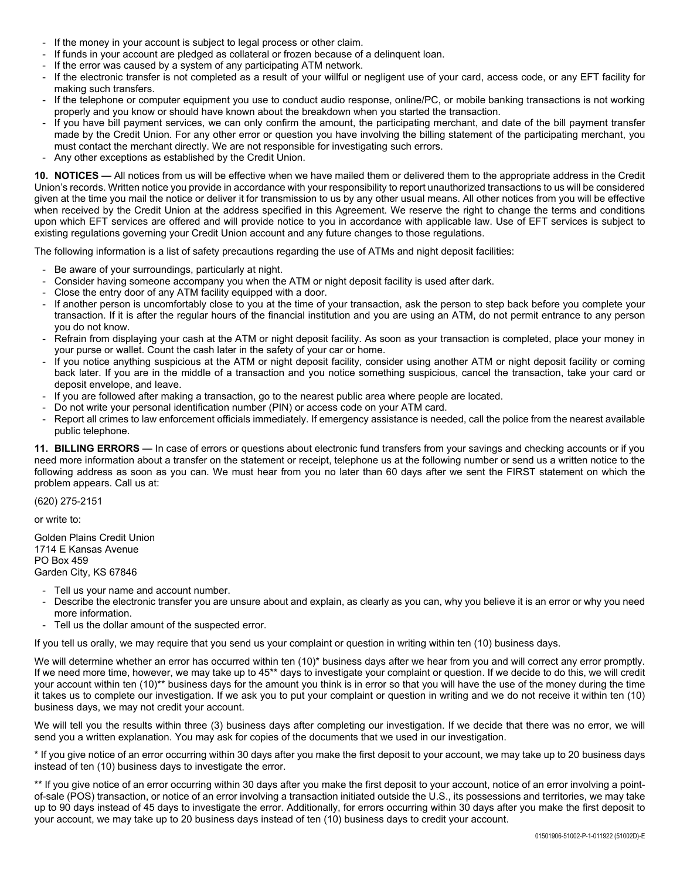- If the money in your account is subject to legal process or other claim.
- If funds in your account are pledged as collateral or frozen because of a delinquent loan.
- If the error was caused by a system of any participating ATM network.
- If the electronic transfer is not completed as a result of your willful or negligent use of your card, access code, or any EFT facility for making such transfers.
- If the telephone or computer equipment you use to conduct audio response, online/PC, or mobile banking transactions is not working properly and you know or should have known about the breakdown when you started the transaction.
- If you have bill payment services, we can only confirm the amount, the participating merchant, and date of the bill payment transfer made by the Credit Union. For any other error or question you have involving the billing statement of the participating merchant, you must contact the merchant directly. We are not responsible for investigating such errors.
- Any other exceptions as established by the Credit Union.

**10. NOTICES —** All notices from us will be effective when we have mailed them or delivered them to the appropriate address in the Credit Union's records. Written notice you provide in accordance with your responsibility to report unauthorized transactions to us will be considered given at the time you mail the notice or deliver it for transmission to us by any other usual means. All other notices from you will be effective when received by the Credit Union at the address specified in this Agreement. We reserve the right to change the terms and conditions upon which EFT services are offered and will provide notice to you in accordance with applicable law. Use of EFT services is subject to existing regulations governing your Credit Union account and any future changes to those regulations.

The following information is a list of safety precautions regarding the use of ATMs and night deposit facilities:

- Be aware of your surroundings, particularly at night.
- Consider having someone accompany you when the ATM or night deposit facility is used after dark.
- Close the entry door of any ATM facility equipped with a door.
- If another person is uncomfortably close to you at the time of your transaction, ask the person to step back before you complete your transaction. If it is after the regular hours of the financial institution and you are using an ATM, do not permit entrance to any person you do not know.
- Refrain from displaying your cash at the ATM or night deposit facility. As soon as your transaction is completed, place your money in your purse or wallet. Count the cash later in the safety of your car or home.
- If you notice anything suspicious at the ATM or night deposit facility, consider using another ATM or night deposit facility or coming back later. If you are in the middle of a transaction and you notice something suspicious, cancel the transaction, take your card or deposit envelope, and leave.
- If you are followed after making a transaction, go to the nearest public area where people are located.
- Do not write your personal identification number (PIN) or access code on your ATM card.
- Report all crimes to law enforcement officials immediately. If emergency assistance is needed, call the police from the nearest available public telephone.

**11. BILLING ERRORS —** In case of errors or questions about electronic fund transfers from your savings and checking accounts or if you need more information about a transfer on the statement or receipt, telephone us at the following number or send us a written notice to the following address as soon as you can. We must hear from you no later than 60 days after we sent the FIRST statement on which the problem appears. Call us at:

(620) 275-2151

or write to:

Golden Plains Credit Union
1714 E Kansas Avenue
PO Box 459
Garden City, KS 67846

- Tell us your name and account number.
- Describe the electronic transfer you are unsure about and explain, as clearly as you can, why you believe it is an error or why you need more information.
- Tell us the dollar amount of the suspected error.

If you tell us orally, we may require that you send us your complaint or question in writing within ten (10) business days.

We will determine whether an error has occurred within ten (10)* business days after we hear from you and will correct any error promptly. If we need more time, however, we may take up to 45** days to investigate your complaint or question. If we decide to do this, we will credit your account within ten (10)** business days for the amount you think is in error so that you will have the use of the money during the time it takes us to complete our investigation. If we ask you to put your complaint or question in writing and we do not receive it within ten (10) business days, we may not credit your account.

We will tell you the results within three (3) business days after completing our investigation. If we decide that there was no error, we will send you a written explanation. You may ask for copies of the documents that we used in our investigation.

\* If you give notice of an error occurring within 30 days after you make the first deposit to your account, we may take up to 20 business days instead of ten (10) business days to investigate the error.

\*\* If you give notice of an error occurring within 30 days after you make the first deposit to your account, notice of an error involving a point-of-sale (POS) transaction, or notice of an error involving a transaction initiated outside the U.S., its possessions and territories, we may take up to 90 days instead of 45 days to investigate the error. Additionally, for errors occurring within 30 days after you make the first deposit to your account, we may take up to 20 business days instead of ten (10) business days to credit your account.

01501906-51002-P-1-011922 (51002D)-E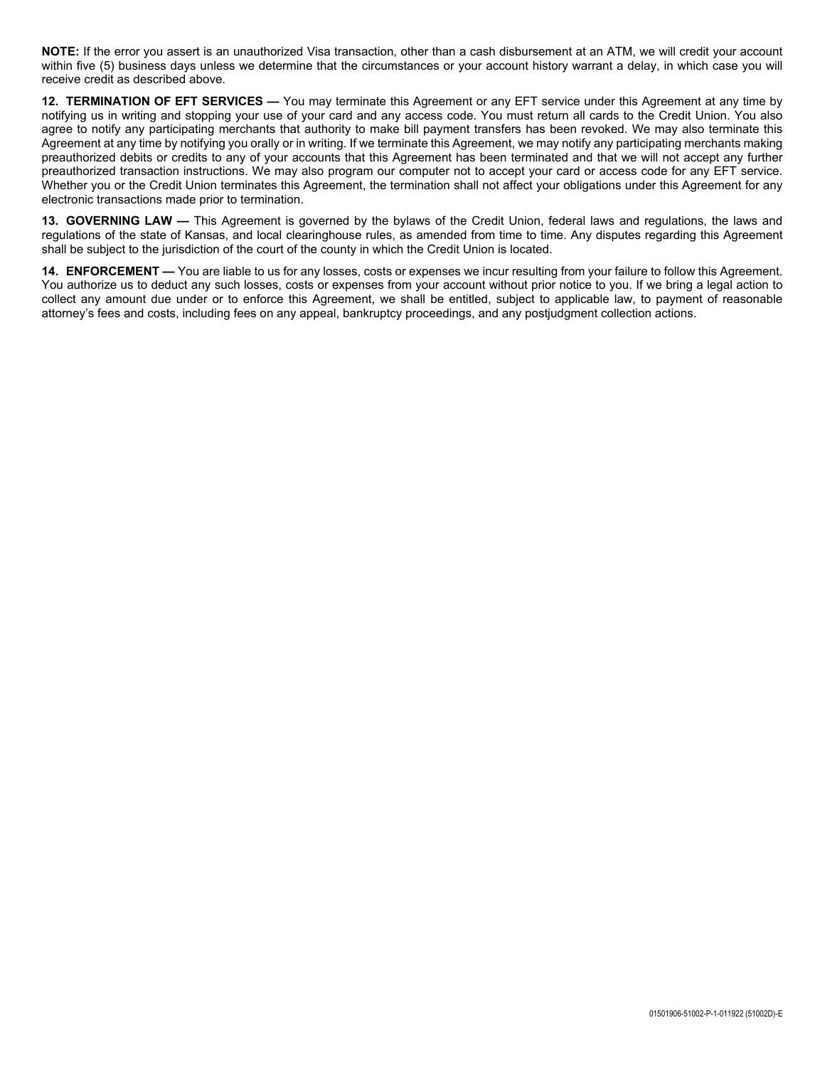**NOTE:** If the error you assert is an unauthorized Visa transaction, other than a cash disbursement at an ATM, we will credit your account within five (5) business days unless we determine that the circumstances or your account history warrant a delay, in which case you will receive credit as described above.

**12. TERMINATION OF EFT SERVICES —** You may terminate this Agreement or any EFT service under this Agreement at any time by notifying us in writing and stopping your use of your card and any access code. You must return all cards to the Credit Union. You also agree to notify any participating merchants that authority to make bill payment transfers has been revoked. We may also terminate this Agreement at any time by notifying you orally or in writing. If we terminate this Agreement, we may notify any participating merchants making preauthorized debits or credits to any of your accounts that this Agreement has been terminated and that we will not accept any further preauthorized transaction instructions. We may also program our computer not to accept your card or access code for any EFT service. Whether you or the Credit Union terminates this Agreement, the termination shall not affect your obligations under this Agreement for any electronic transactions made prior to termination.

**13. GOVERNING LAW —** This Agreement is governed by the bylaws of the Credit Union, federal laws and regulations, the laws and regulations of the state of Kansas, and local clearinghouse rules, as amended from time to time. Any disputes regarding this Agreement shall be subject to the jurisdiction of the court of the county in which the Credit Union is located.

**14. ENFORCEMENT —** You are liable to us for any losses, costs or expenses we incur resulting from your failure to follow this Agreement. You authorize us to deduct any such losses, costs or expenses from your account without prior notice to you. If we bring a legal action to collect any amount due under or to enforce this Agreement, we shall be entitled, subject to applicable law, to payment of reasonable attorney's fees and costs, including fees on any appeal, bankruptcy proceedings, and any postjudgment collection actions.

01501906-51002-P-1-011922 (51002D)-E